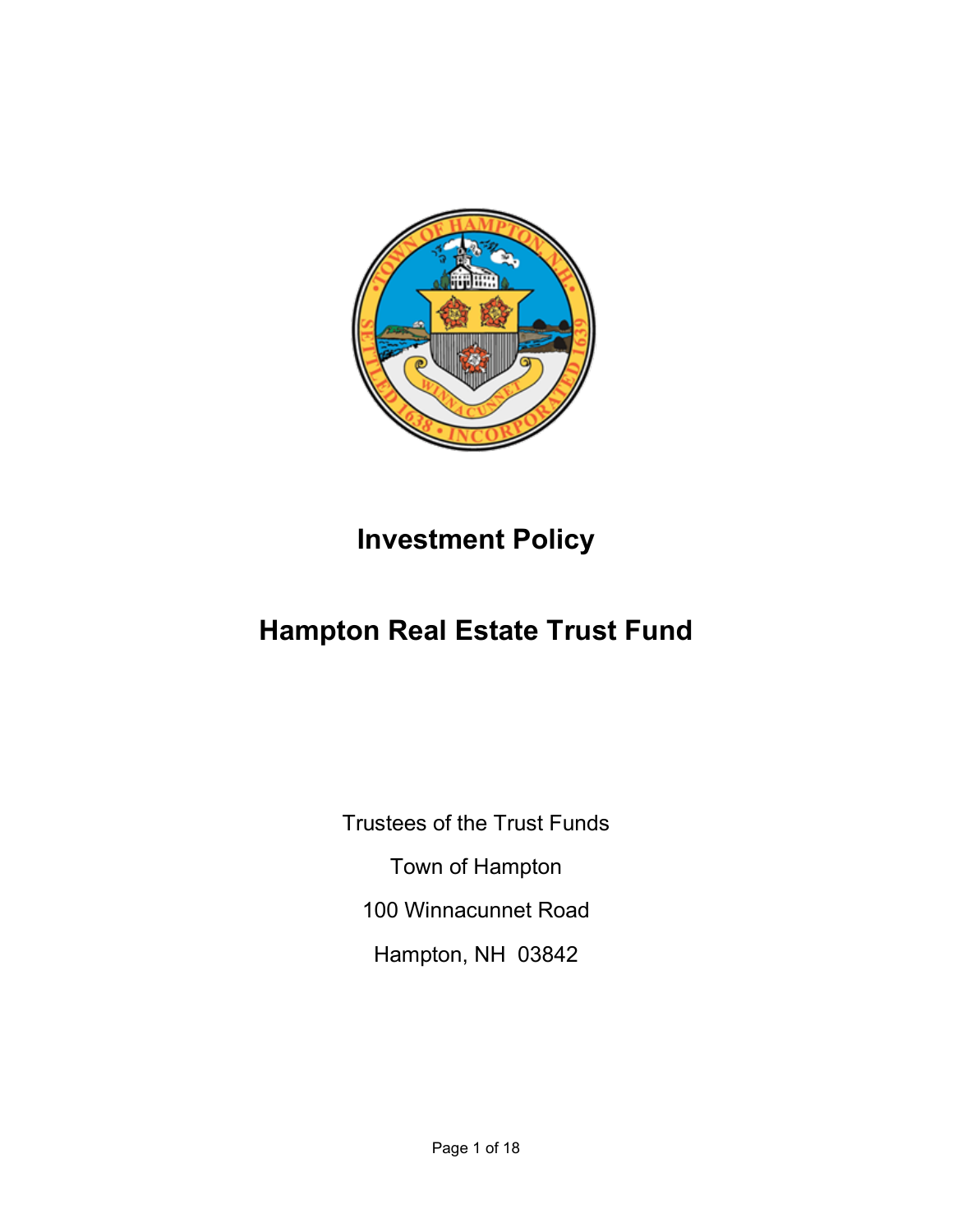# Investment Policy

# Hampton Real Estate Trust Fund

Trustees of the Trust Funds

Town of Hampton

100 Winnacunnet Road

Hampton, NH 03842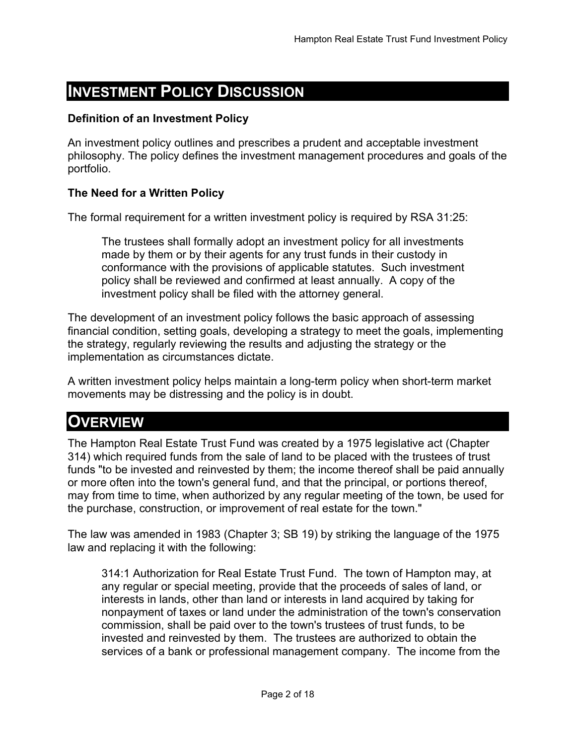# Investment Policy Discussion

### Definition of an Investment Policy

An investment policy outlines and prescribes a prudent and acceptable investment philosophy. The policy defines the investment management procedures and goals of the portfolio.

### The Need for a Written Policy

The formal requirement for a written investment policy is required by RSA 31:25:

> The trustees shall formally adopt an investment policy for all investments made by them or by their agents for any trust funds in their custody in conformance with the provisions of applicable statutes. Such investment policy shall be reviewed and confirmed at least annually. A copy of the investment policy shall be filed with the attorney general.

The development of an investment policy follows the basic approach of assessing financial condition, setting goals, developing a strategy to meet the goals, implementing the strategy, regularly reviewing the results and adjusting the strategy or the implementation as circumstances dictate.

A written investment policy helps maintain a long-term policy when short-term market movements may be distressing and the policy is in doubt.

# Overview

The Hampton Real Estate Trust Fund was created by a 1975 legislative act (Chapter 314) which required funds from the sale of land to be placed with the trustees of trust funds "to be invested and reinvested by them; the income thereof shall be paid annually or more often into the town's general fund, and that the principal, or portions thereof, may from time to time, when authorized by any regular meeting of the town, be used for the purchase, construction, or improvement of real estate for the town."

The law was amended in 1983 (Chapter 3; SB 19) by striking the language of the 1975 law and replacing it with the following:

> 314:1 Authorization for Real Estate Trust Fund. The town of Hampton may, at any regular or special meeting, provide that the proceeds of sales of land, or interests in lands, other than land or interests in land acquired by taking for nonpayment of taxes or land under the administration of the town's conservation commission, shall be paid over to the town's trustees of trust funds, to be invested and reinvested by them. The trustees are authorized to obtain the services of a bank or professional management company. The income from the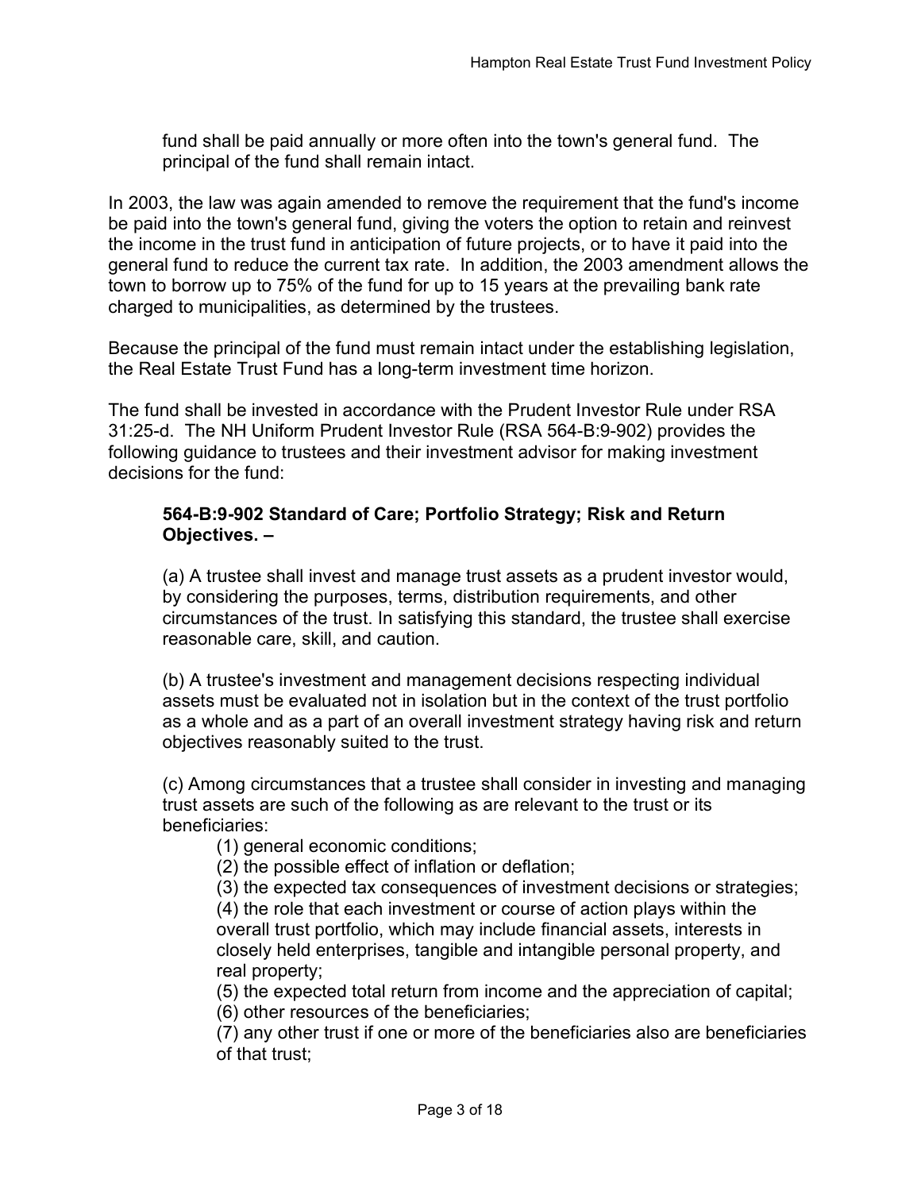fund shall be paid annually or more often into the town's general fund. The principal of the fund shall remain intact.

In 2003, the law was again amended to remove the requirement that the fund's income be paid into the town's general fund, giving the voters the option to retain and reinvest the income in the trust fund in anticipation of future projects, or to have it paid into the general fund to reduce the current tax rate. In addition, the 2003 amendment allows the town to borrow up to 75% of the fund for up to 15 years at the prevailing bank rate charged to municipalities, as determined by the trustees.

Because the principal of the fund must remain intact under the establishing legislation, the Real Estate Trust Fund has a long-term investment time horizon.

The fund shall be invested in accordance with the Prudent Investor Rule under RSA 31:25-d. The NH Uniform Prudent Investor Rule (RSA 564-B:9-902) provides the following guidance to trustees and their investment advisor for making investment decisions for the fund:

> **564-B:9-902 Standard of Care; Portfolio Strategy; Risk and Return Objectives. –**
>
> (a) A trustee shall invest and manage trust assets as a prudent investor would, by considering the purposes, terms, distribution requirements, and other circumstances of the trust. In satisfying this standard, the trustee shall exercise reasonable care, skill, and caution.
>
> (b) A trustee's investment and management decisions respecting individual assets must be evaluated not in isolation but in the context of the trust portfolio as a whole and as a part of an overall investment strategy having risk and return objectives reasonably suited to the trust.
>
> (c) Among circumstances that a trustee shall consider in investing and managing trust assets are such of the following as are relevant to the trust or its beneficiaries:
>
> (1) general economic conditions;
> (2) the possible effect of inflation or deflation;
> (3) the expected tax consequences of investment decisions or strategies;
> (4) the role that each investment or course of action plays within the overall trust portfolio, which may include financial assets, interests in closely held enterprises, tangible and intangible personal property, and real property;
> (5) the expected total return from income and the appreciation of capital;
> (6) other resources of the beneficiaries;
> (7) any other trust if one or more of the beneficiaries also are beneficiaries of that trust;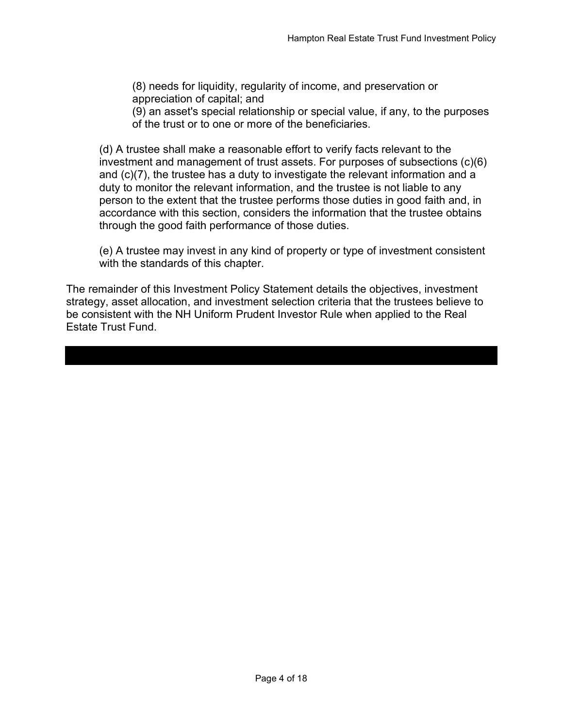(8) needs for liquidity, regularity of income, and preservation or appreciation of capital; and
(9) an asset's special relationship or special value, if any, to the purposes of the trust or to one or more of the beneficiaries.

(d) A trustee shall make a reasonable effort to verify facts relevant to the investment and management of trust assets. For purposes of subsections (c)(6) and (c)(7), the trustee has a duty to investigate the relevant information and a duty to monitor the relevant information, and the trustee is not liable to any person to the extent that the trustee performs those duties in good faith and, in accordance with this section, considers the information that the trustee obtains through the good faith performance of those duties.

(e) A trustee may invest in any kind of property or type of investment consistent with the standards of this chapter.

The remainder of this Investment Policy Statement details the objectives, investment strategy, asset allocation, and investment selection criteria that the trustees believe to be consistent with the NH Uniform Prudent Investor Rule when applied to the Real Estate Trust Fund.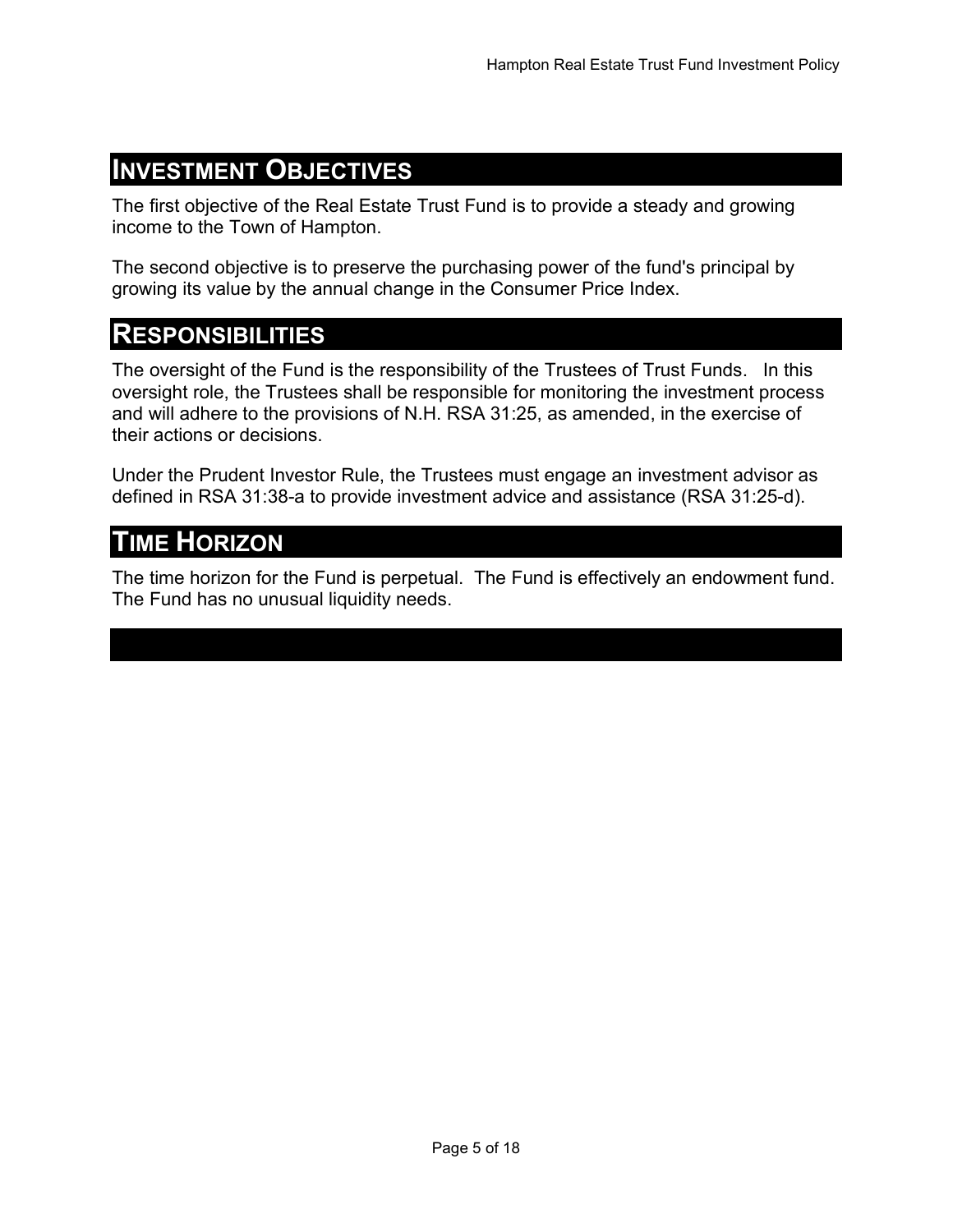## INVESTMENT OBJECTIVES

The first objective of the Real Estate Trust Fund is to provide a steady and growing income to the Town of Hampton.

The second objective is to preserve the purchasing power of the fund's principal by growing its value by the annual change in the Consumer Price Index.

## RESPONSIBILITIES

The oversight of the Fund is the responsibility of the Trustees of Trust Funds. In this oversight role, the Trustees shall be responsible for monitoring the investment process and will adhere to the provisions of N.H. RSA 31:25, as amended, in the exercise of their actions or decisions.

Under the Prudent Investor Rule, the Trustees must engage an investment advisor as defined in RSA 31:38-a to provide investment advice and assistance (RSA 31:25-d).

## TIME HORIZON

The time horizon for the Fund is perpetual. The Fund is effectively an endowment fund. The Fund has no unusual liquidity needs.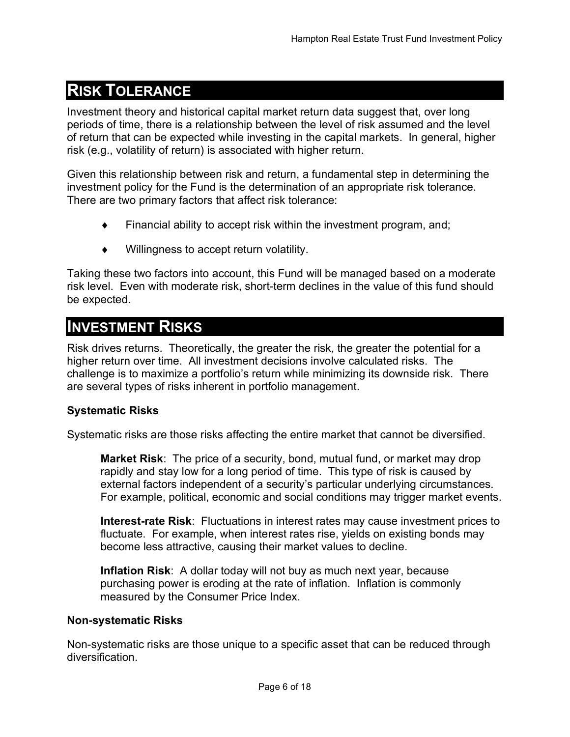## RISK TOLERANCE

Investment theory and historical capital market return data suggest that, over long periods of time, there is a relationship between the level of risk assumed and the level of return that can be expected while investing in the capital markets. In general, higher risk (e.g., volatility of return) is associated with higher return.

Given this relationship between risk and return, a fundamental step in determining the investment policy for the Fund is the determination of an appropriate risk tolerance. There are two primary factors that affect risk tolerance:

- Financial ability to accept risk within the investment program, and;
- Willingness to accept return volatility.

Taking these two factors into account, this Fund will be managed based on a moderate risk level. Even with moderate risk, short-term declines in the value of this fund should be expected.

## INVESTMENT RISKS

Risk drives returns. Theoretically, the greater the risk, the greater the potential for a higher return over time. All investment decisions involve calculated risks. The challenge is to maximize a portfolio's return while minimizing its downside risk. There are several types of risks inherent in portfolio management.

**Systematic Risks**

Systematic risks are those risks affecting the entire market that cannot be diversified.

> **Market Risk**: The price of a security, bond, mutual fund, or market may drop rapidly and stay low for a long period of time. This type of risk is caused by external factors independent of a security's particular underlying circumstances. For example, political, economic and social conditions may trigger market events.
>
> **Interest-rate Risk**: Fluctuations in interest rates may cause investment prices to fluctuate. For example, when interest rates rise, yields on existing bonds may become less attractive, causing their market values to decline.
>
> **Inflation Risk**: A dollar today will not buy as much next year, because purchasing power is eroding at the rate of inflation. Inflation is commonly measured by the Consumer Price Index.

**Non-systematic Risks**

Non-systematic risks are those unique to a specific asset that can be reduced through diversification.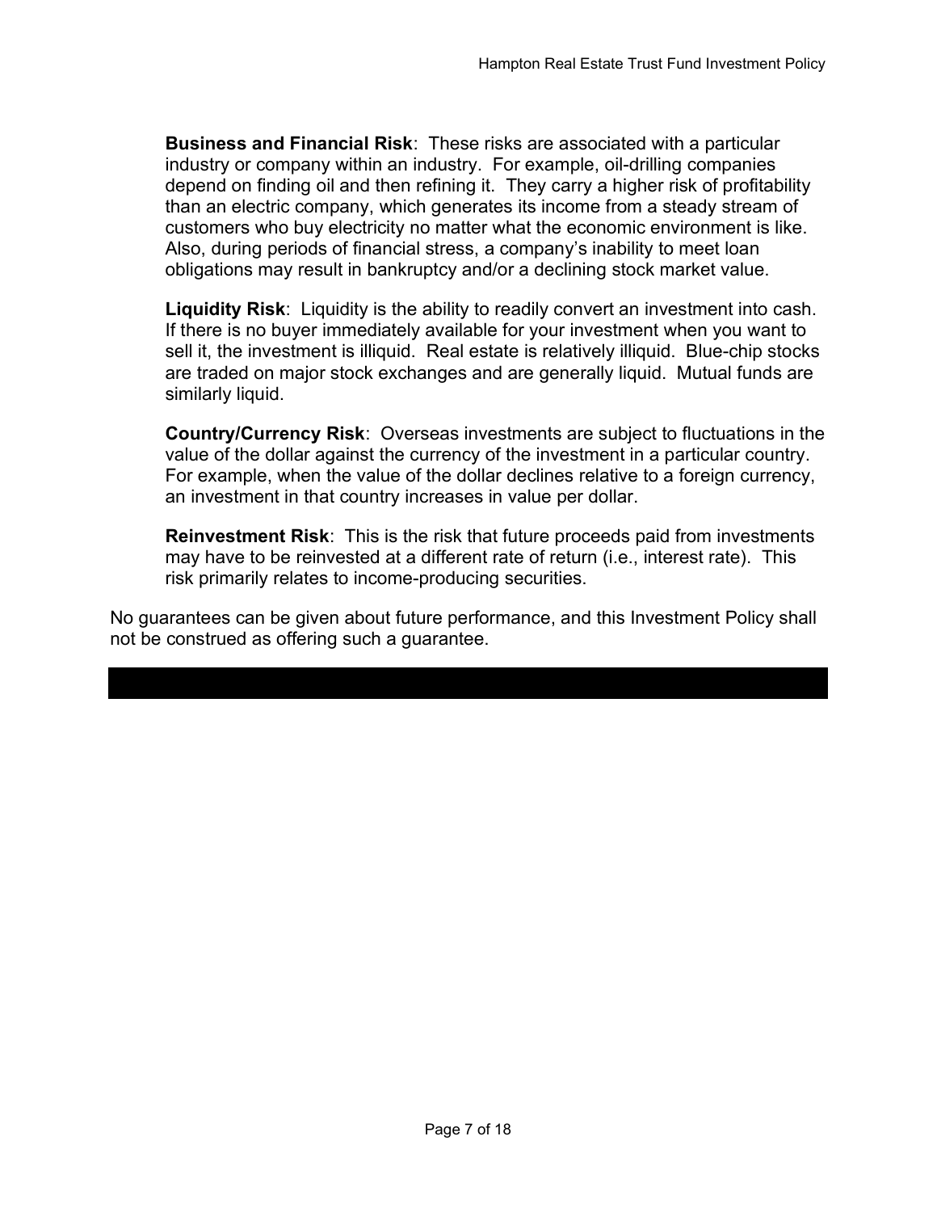**Business and Financial Risk**: These risks are associated with a particular industry or company within an industry. For example, oil-drilling companies depend on finding oil and then refining it. They carry a higher risk of profitability than an electric company, which generates its income from a steady stream of customers who buy electricity no matter what the economic environment is like. Also, during periods of financial stress, a company's inability to meet loan obligations may result in bankruptcy and/or a declining stock market value.

**Liquidity Risk**: Liquidity is the ability to readily convert an investment into cash. If there is no buyer immediately available for your investment when you want to sell it, the investment is illiquid. Real estate is relatively illiquid. Blue-chip stocks are traded on major stock exchanges and are generally liquid. Mutual funds are similarly liquid.

**Country/Currency Risk**: Overseas investments are subject to fluctuations in the value of the dollar against the currency of the investment in a particular country. For example, when the value of the dollar declines relative to a foreign currency, an investment in that country increases in value per dollar.

**Reinvestment Risk**: This is the risk that future proceeds paid from investments may have to be reinvested at a different rate of return (i.e., interest rate). This risk primarily relates to income-producing securities.

No guarantees can be given about future performance, and this Investment Policy shall not be construed as offering such a guarantee.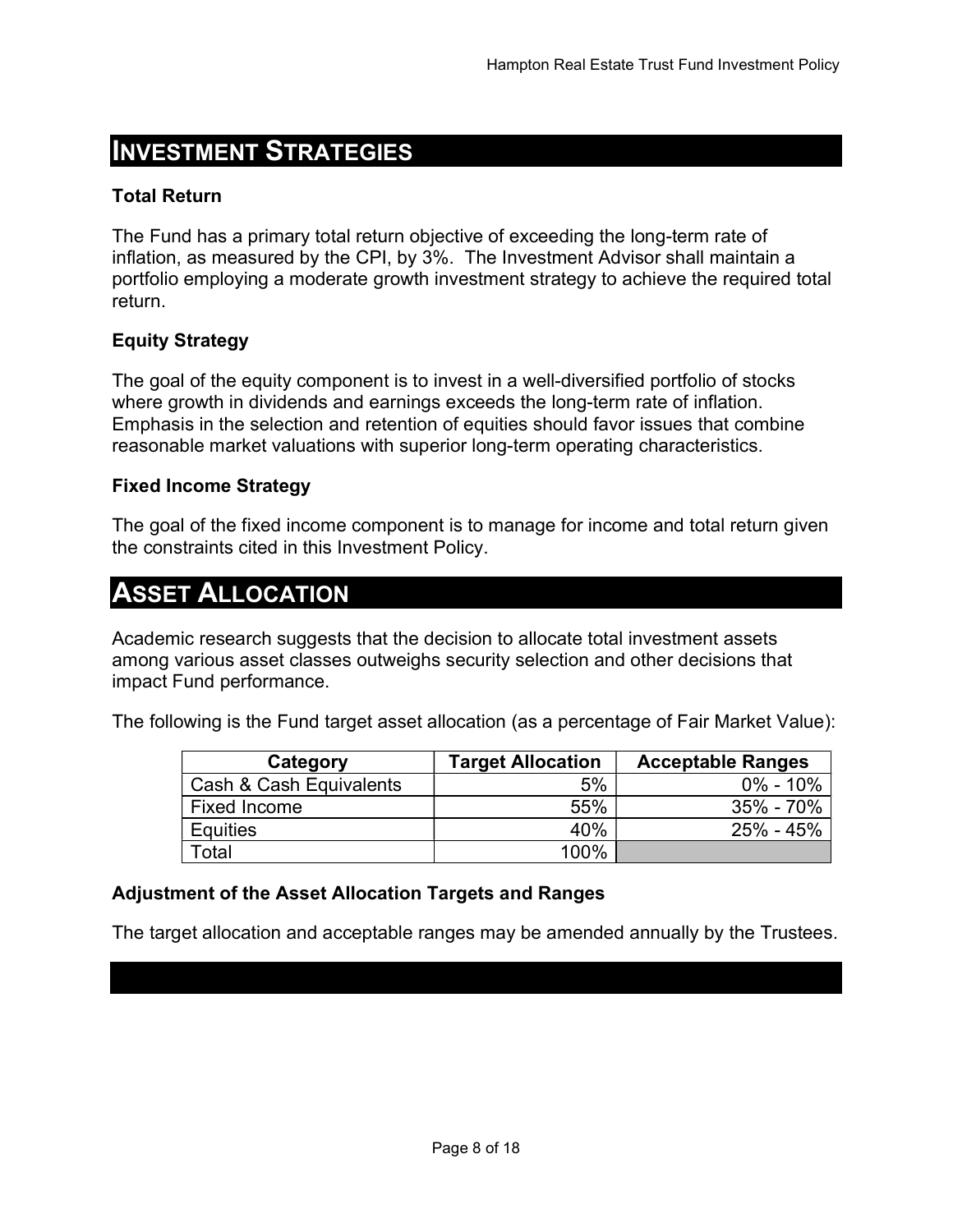## INVESTMENT STRATEGIES

### Total Return

The Fund has a primary total return objective of exceeding the long-term rate of inflation, as measured by the CPI, by 3%. The Investment Advisor shall maintain a portfolio employing a moderate growth investment strategy to achieve the required total return.

### Equity Strategy

The goal of the equity component is to invest in a well-diversified portfolio of stocks where growth in dividends and earnings exceeds the long-term rate of inflation. Emphasis in the selection and retention of equities should favor issues that combine reasonable market valuations with superior long-term operating characteristics.

### Fixed Income Strategy

The goal of the fixed income component is to manage for income and total return given the constraints cited in this Investment Policy.

## ASSET ALLOCATION

Academic research suggests that the decision to allocate total investment assets among various asset classes outweighs security selection and other decisions that impact Fund performance.

The following is the Fund target asset allocation (as a percentage of Fair Market Value):

| Category | Target Allocation | Acceptable Ranges |
|---|---|---|
| Cash & Cash Equivalents | 5% | 0% - 10% |
| Fixed Income | 55% | 35% - 70% |
| Equities | 40% | 25% - 45% |
| Total | 100% | |

### Adjustment of the Asset Allocation Targets and Ranges

The target allocation and acceptable ranges may be amended annually by the Trustees.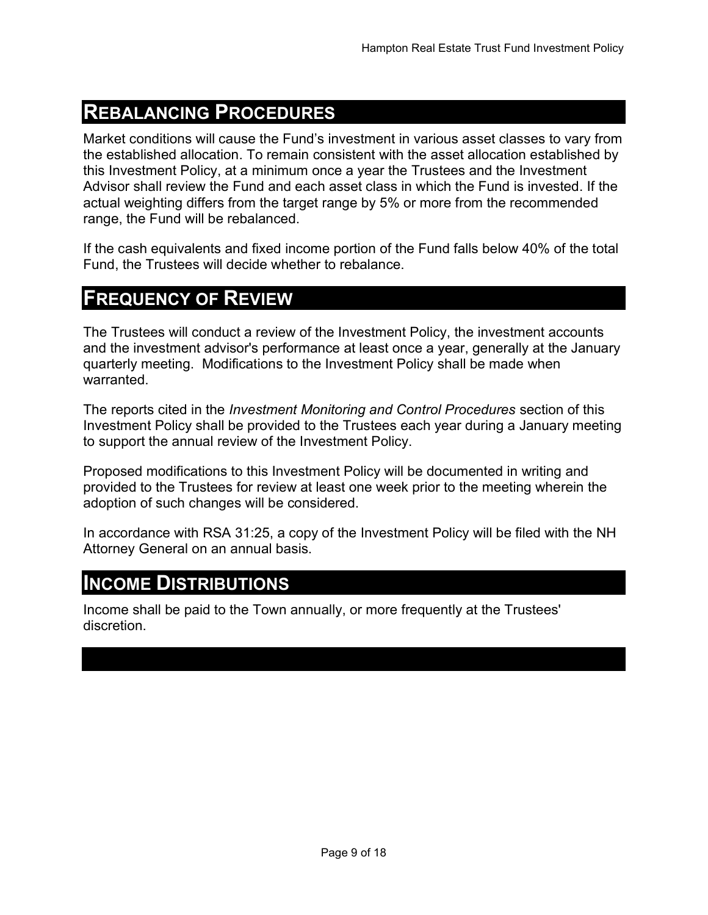## Rebalancing Procedures

Market conditions will cause the Fund’s investment in various asset classes to vary from the established allocation. To remain consistent with the asset allocation established by this Investment Policy, at a minimum once a year the Trustees and the Investment Advisor shall review the Fund and each asset class in which the Fund is invested. If the actual weighting differs from the target range by 5% or more from the recommended range, the Fund will be rebalanced.

If the cash equivalents and fixed income portion of the Fund falls below 40% of the total Fund, the Trustees will decide whether to rebalance.

## Frequency of Review

The Trustees will conduct a review of the Investment Policy, the investment accounts and the investment advisor's performance at least once a year, generally at the January quarterly meeting. Modifications to the Investment Policy shall be made when warranted.

The reports cited in the *Investment Monitoring and Control Procedures* section of this Investment Policy shall be provided to the Trustees each year during a January meeting to support the annual review of the Investment Policy.

Proposed modifications to this Investment Policy will be documented in writing and provided to the Trustees for review at least one week prior to the meeting wherein the adoption of such changes will be considered.

In accordance with RSA 31:25, a copy of the Investment Policy will be filed with the NH Attorney General on an annual basis.

## Income Distributions

Income shall be paid to the Town annually, or more frequently at the Trustees' discretion.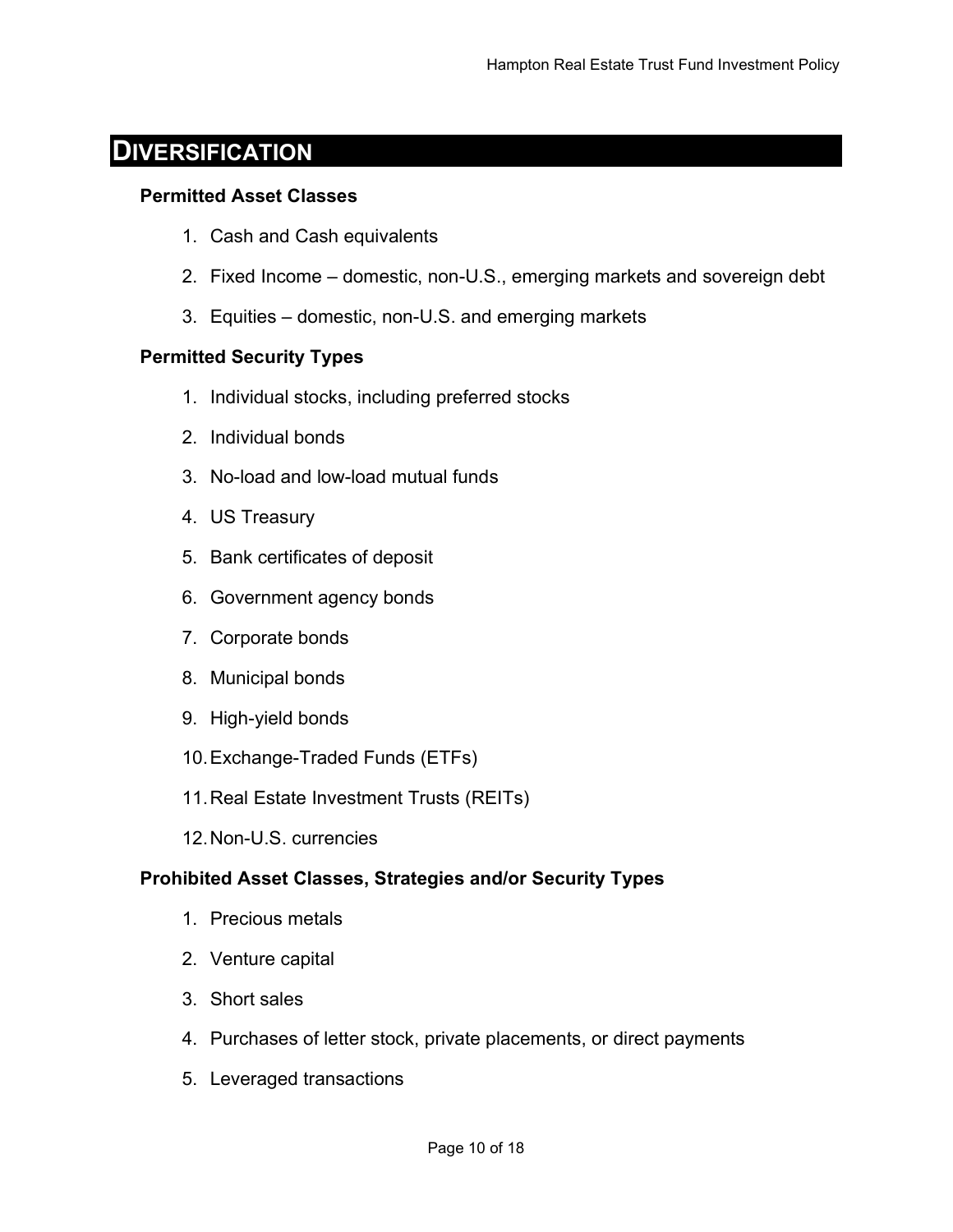# DIVERSIFICATION

### Permitted Asset Classes

1. Cash and Cash equivalents
2. Fixed Income – domestic, non-U.S., emerging markets and sovereign debt
3. Equities – domestic, non-U.S. and emerging markets

### Permitted Security Types

1. Individual stocks, including preferred stocks
2. Individual bonds
3. No-load and low-load mutual funds
4. US Treasury
5. Bank certificates of deposit
6. Government agency bonds
7. Corporate bonds
8. Municipal bonds
9. High-yield bonds
10. Exchange-Traded Funds (ETFs)
11. Real Estate Investment Trusts (REITs)
12. Non-U.S. currencies

### Prohibited Asset Classes, Strategies and/or Security Types

1. Precious metals
2. Venture capital
3. Short sales
4. Purchases of letter stock, private placements, or direct payments
5. Leveraged transactions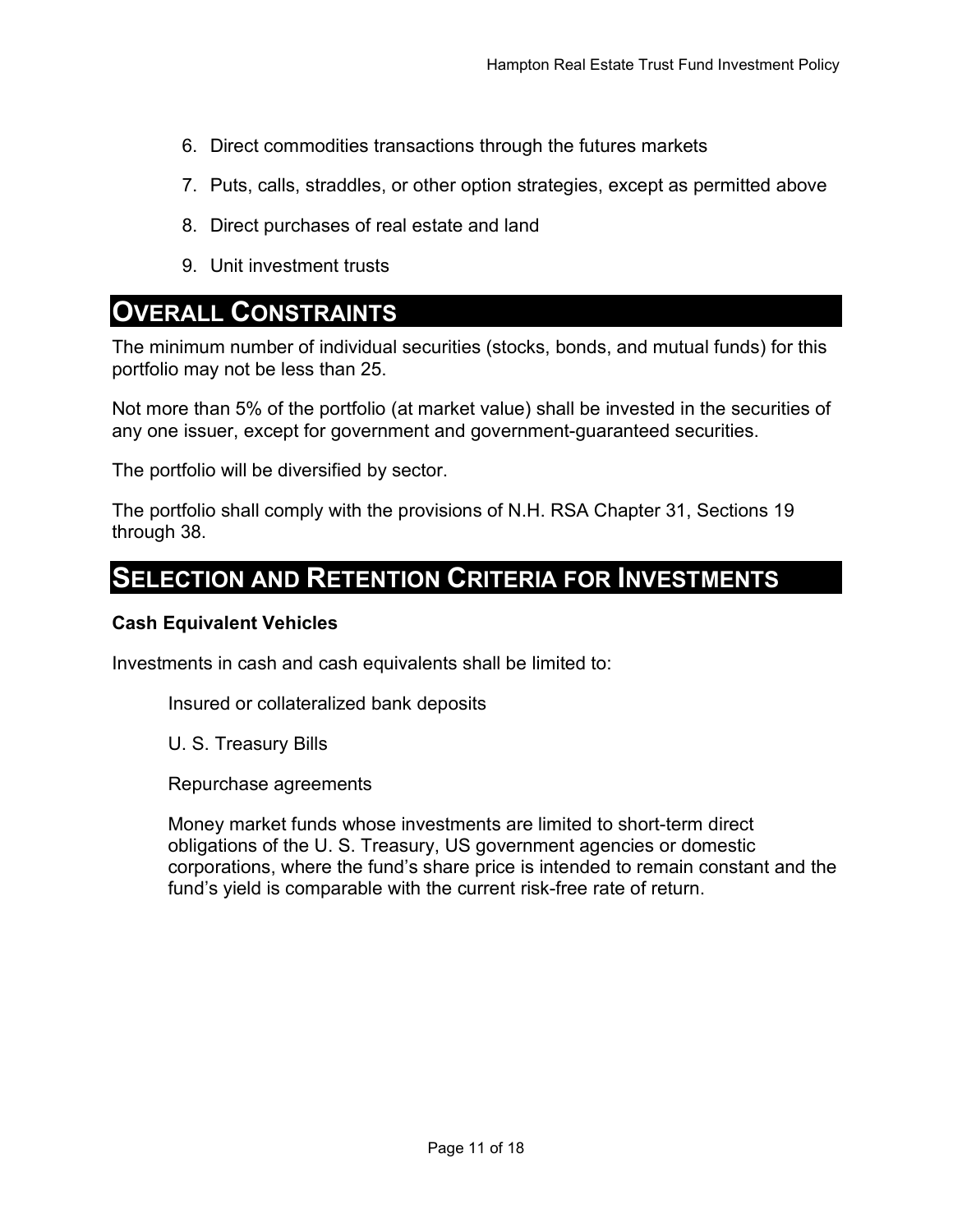6. Direct commodities transactions through the futures markets
7. Puts, calls, straddles, or other option strategies, except as permitted above
8. Direct purchases of real estate and land
9. Unit investment trusts

# OVERALL CONSTRAINTS

The minimum number of individual securities (stocks, bonds, and mutual funds) for this portfolio may not be less than 25.

Not more than 5% of the portfolio (at market value) shall be invested in the securities of any one issuer, except for government and government-guaranteed securities.

The portfolio will be diversified by sector.

The portfolio shall comply with the provisions of N.H. RSA Chapter 31, Sections 19 through 38.

# SELECTION AND RETENTION CRITERIA FOR INVESTMENTS

**Cash Equivalent Vehicles**

Investments in cash and cash equivalents shall be limited to:

Insured or collateralized bank deposits

U. S. Treasury Bills

Repurchase agreements

Money market funds whose investments are limited to short-term direct obligations of the U. S. Treasury, US government agencies or domestic corporations, where the fund's share price is intended to remain constant and the fund's yield is comparable with the current risk-free rate of return.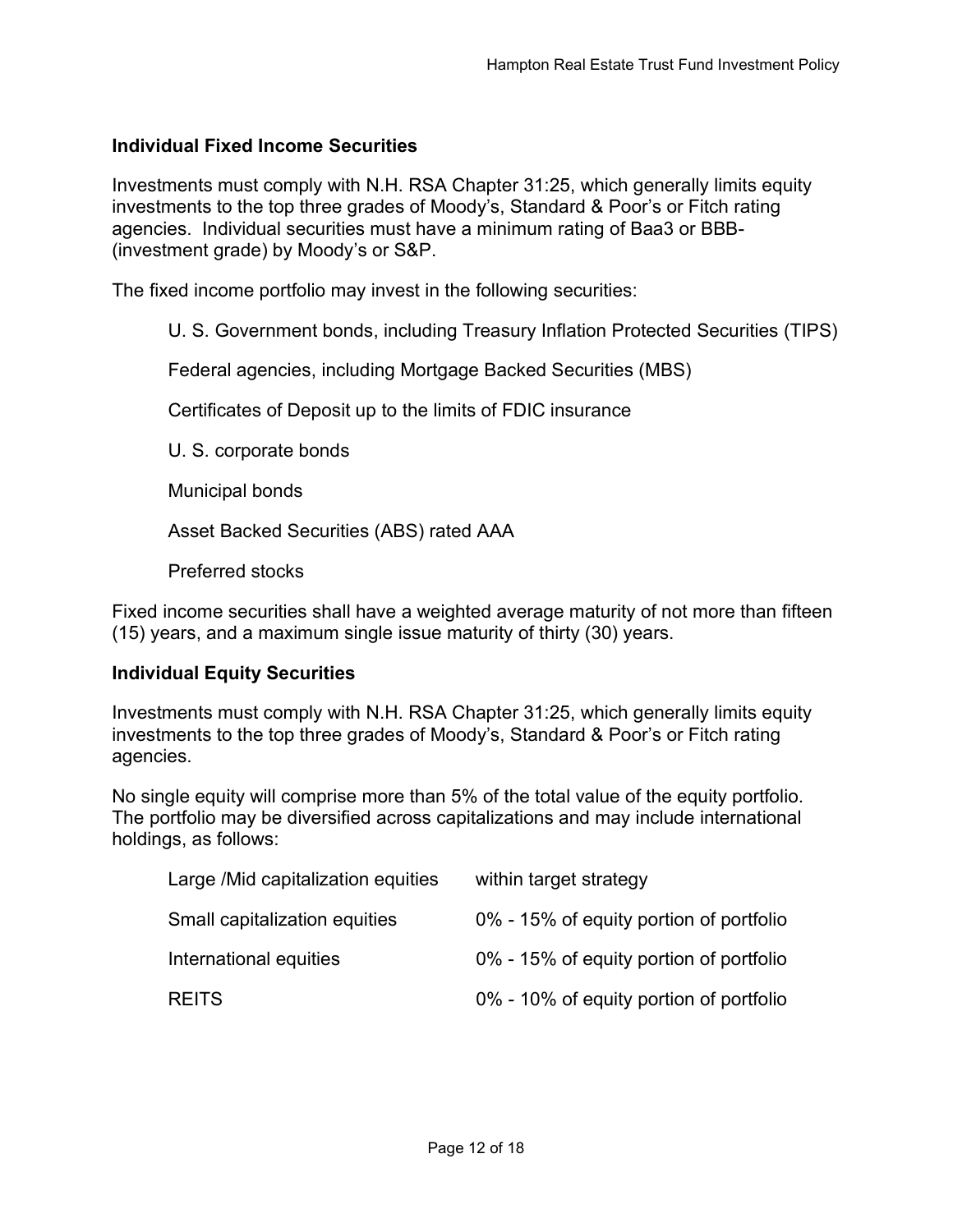### Individual Fixed Income Securities

Investments must comply with N.H. RSA Chapter 31:25, which generally limits equity investments to the top three grades of Moody's, Standard & Poor's or Fitch rating agencies. Individual securities must have a minimum rating of Baa3 or BBB- (investment grade) by Moody's or S&P.

The fixed income portfolio may invest in the following securities:

- U. S. Government bonds, including Treasury Inflation Protected Securities (TIPS)
- Federal agencies, including Mortgage Backed Securities (MBS)
- Certificates of Deposit up to the limits of FDIC insurance
- U. S. corporate bonds
- Municipal bonds
- Asset Backed Securities (ABS) rated AAA
- Preferred stocks

Fixed income securities shall have a weighted average maturity of not more than fifteen (15) years, and a maximum single issue maturity of thirty (30) years.

### Individual Equity Securities

Investments must comply with N.H. RSA Chapter 31:25, which generally limits equity investments to the top three grades of Moody's, Standard & Poor's or Fitch rating agencies.

No single equity will comprise more than 5% of the total value of the equity portfolio. The portfolio may be diversified across capitalizations and may include international holdings, as follows:

| | |
|---|---|
| Large /Mid capitalization equities | within target strategy |
| Small capitalization equities | 0% - 15% of equity portion of portfolio |
| International equities | 0% - 15% of equity portion of portfolio |
| REITS | 0% - 10% of equity portion of portfolio |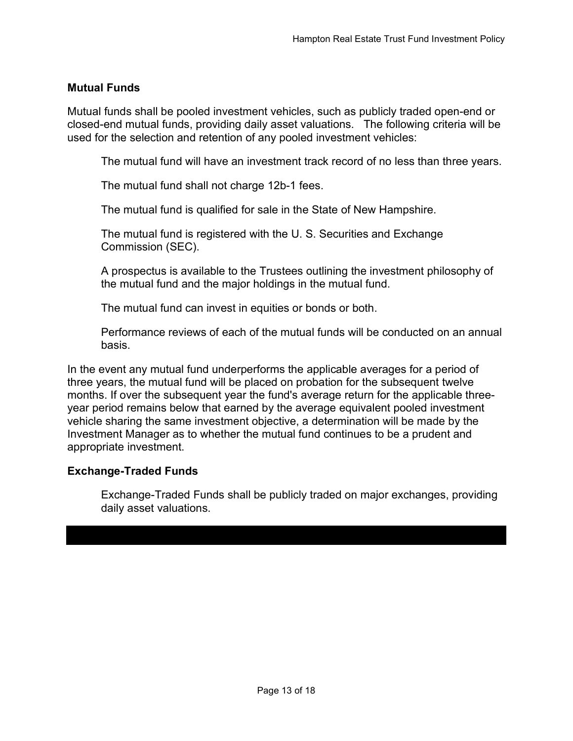## Mutual Funds

Mutual funds shall be pooled investment vehicles, such as publicly traded open-end or closed-end mutual funds, providing daily asset valuations. The following criteria will be used for the selection and retention of any pooled investment vehicles:

> The mutual fund will have an investment track record of no less than three years.
>
> The mutual fund shall not charge 12b-1 fees.
>
> The mutual fund is qualified for sale in the State of New Hampshire.
>
> The mutual fund is registered with the U. S. Securities and Exchange Commission (SEC).
>
> A prospectus is available to the Trustees outlining the investment philosophy of the mutual fund and the major holdings in the mutual fund.
>
> The mutual fund can invest in equities or bonds or both.
>
> Performance reviews of each of the mutual funds will be conducted on an annual basis.

In the event any mutual fund underperforms the applicable averages for a period of three years, the mutual fund will be placed on probation for the subsequent twelve months. If over the subsequent year the fund's average return for the applicable three-year period remains below that earned by the average equivalent pooled investment vehicle sharing the same investment objective, a determination will be made by the Investment Manager as to whether the mutual fund continues to be a prudent and appropriate investment.

## Exchange-Traded Funds

> Exchange-Traded Funds shall be publicly traded on major exchanges, providing daily asset valuations.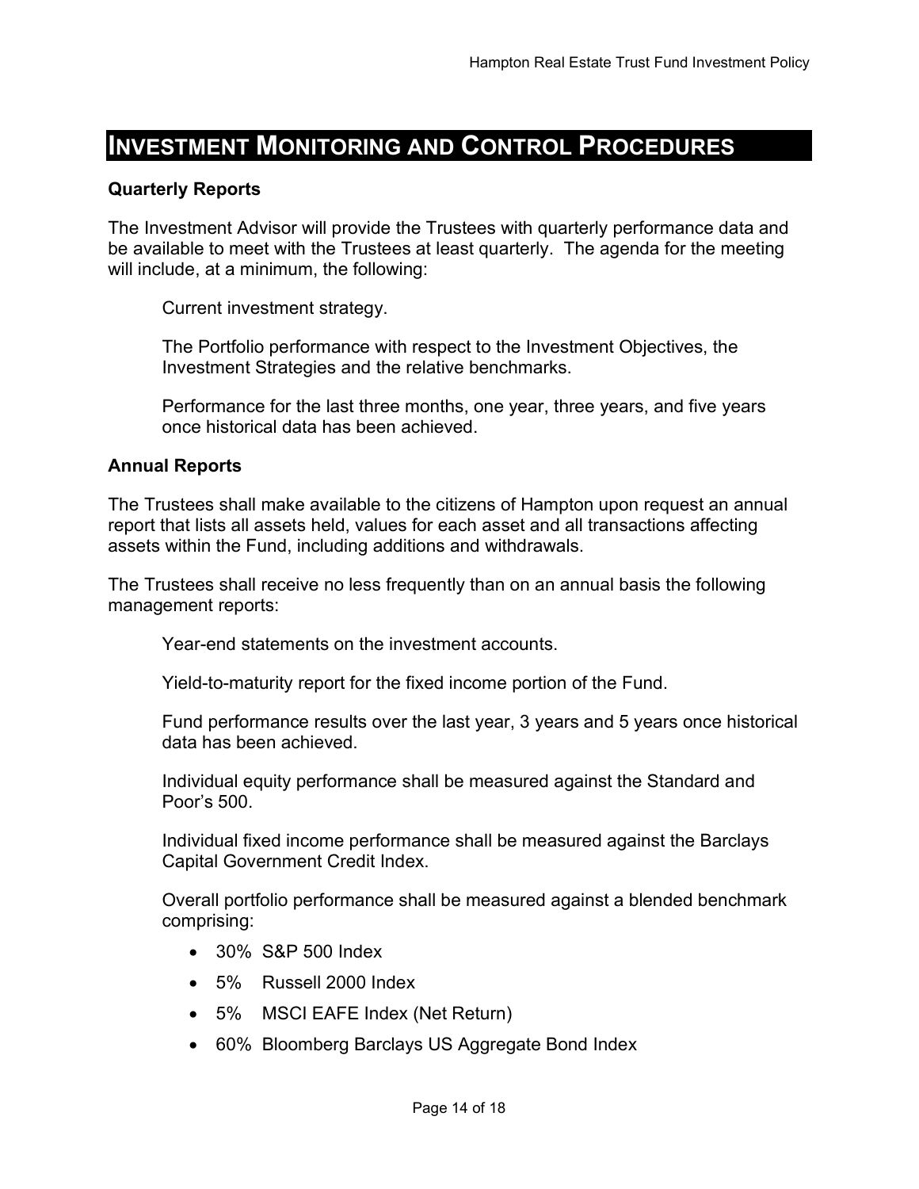# INVESTMENT MONITORING AND CONTROL PROCEDURES

**Quarterly Reports**

The Investment Advisor will provide the Trustees with quarterly performance data and be available to meet with the Trustees at least quarterly. The agenda for the meeting will include, at a minimum, the following:

Current investment strategy.

The Portfolio performance with respect to the Investment Objectives, the Investment Strategies and the relative benchmarks.

Performance for the last three months, one year, three years, and five years once historical data has been achieved.

**Annual Reports**

The Trustees shall make available to the citizens of Hampton upon request an annual report that lists all assets held, values for each asset and all transactions affecting assets within the Fund, including additions and withdrawals.

The Trustees shall receive no less frequently than on an annual basis the following management reports:

Year-end statements on the investment accounts.

Yield-to-maturity report for the fixed income portion of the Fund.

Fund performance results over the last year, 3 years and 5 years once historical data has been achieved.

Individual equity performance shall be measured against the Standard and Poor's 500.

Individual fixed income performance shall be measured against the Barclays Capital Government Credit Index.

Overall portfolio performance shall be measured against a blended benchmark comprising:

- 30% S&P 500 Index
- 5% Russell 2000 Index
- 5% MSCI EAFE Index (Net Return)
- 60% Bloomberg Barclays US Aggregate Bond Index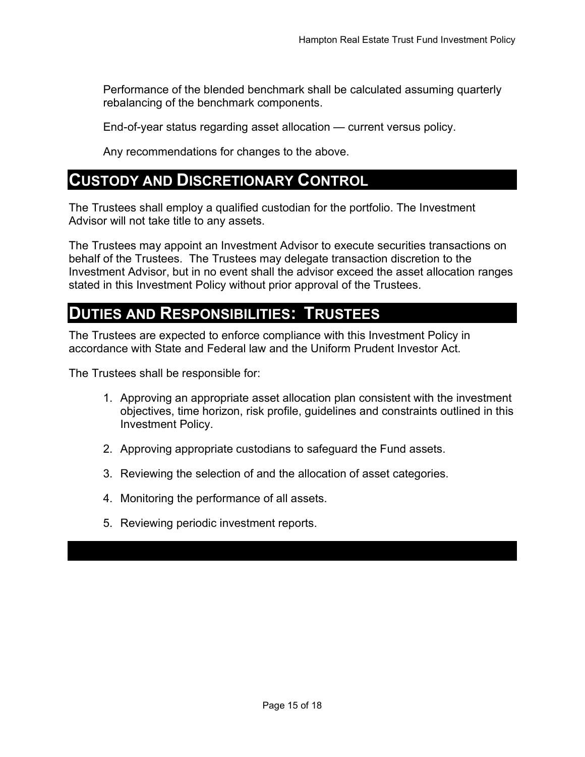Performance of the blended benchmark shall be calculated assuming quarterly rebalancing of the benchmark components.

End-of-year status regarding asset allocation — current versus policy.

Any recommendations for changes to the above.

## CUSTODY AND DISCRETIONARY CONTROL

The Trustees shall employ a qualified custodian for the portfolio. The Investment Advisor will not take title to any assets.

The Trustees may appoint an Investment Advisor to execute securities transactions on behalf of the Trustees. The Trustees may delegate transaction discretion to the Investment Advisor, but in no event shall the advisor exceed the asset allocation ranges stated in this Investment Policy without prior approval of the Trustees.

## DUTIES AND RESPONSIBILITIES: TRUSTEES

The Trustees are expected to enforce compliance with this Investment Policy in accordance with State and Federal law and the Uniform Prudent Investor Act.

The Trustees shall be responsible for:

1. Approving an appropriate asset allocation plan consistent with the investment objectives, time horizon, risk profile, guidelines and constraints outlined in this Investment Policy.
2. Approving appropriate custodians to safeguard the Fund assets.
3. Reviewing the selection of and the allocation of asset categories.
4. Monitoring the performance of all assets.
5. Reviewing periodic investment reports.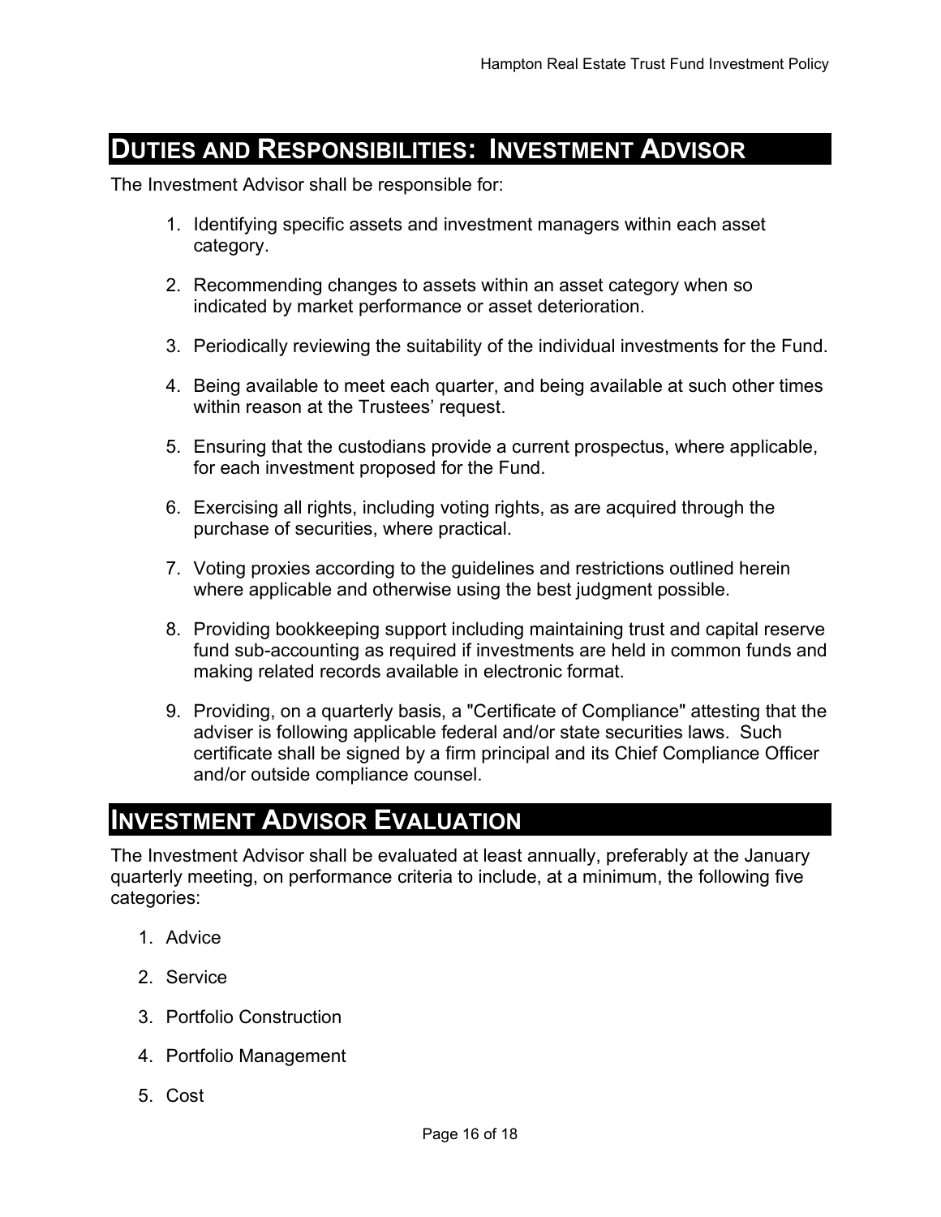## Duties and Responsibilities: Investment Advisor

The Investment Advisor shall be responsible for:

1. Identifying specific assets and investment managers within each asset category.
2. Recommending changes to assets within an asset category when so indicated by market performance or asset deterioration.
3. Periodically reviewing the suitability of the individual investments for the Fund.
4. Being available to meet each quarter, and being available at such other times within reason at the Trustees' request.
5. Ensuring that the custodians provide a current prospectus, where applicable, for each investment proposed for the Fund.
6. Exercising all rights, including voting rights, as are acquired through the purchase of securities, where practical.
7. Voting proxies according to the guidelines and restrictions outlined herein where applicable and otherwise using the best judgment possible.
8. Providing bookkeeping support including maintaining trust and capital reserve fund sub-accounting as required if investments are held in common funds and making related records available in electronic format.
9. Providing, on a quarterly basis, a "Certificate of Compliance" attesting that the adviser is following applicable federal and/or state securities laws. Such certificate shall be signed by a firm principal and its Chief Compliance Officer and/or outside compliance counsel.

## Investment Advisor Evaluation

The Investment Advisor shall be evaluated at least annually, preferably at the January quarterly meeting, on performance criteria to include, at a minimum, the following five categories:

1. Advice
2. Service
3. Portfolio Construction
4. Portfolio Management
5. Cost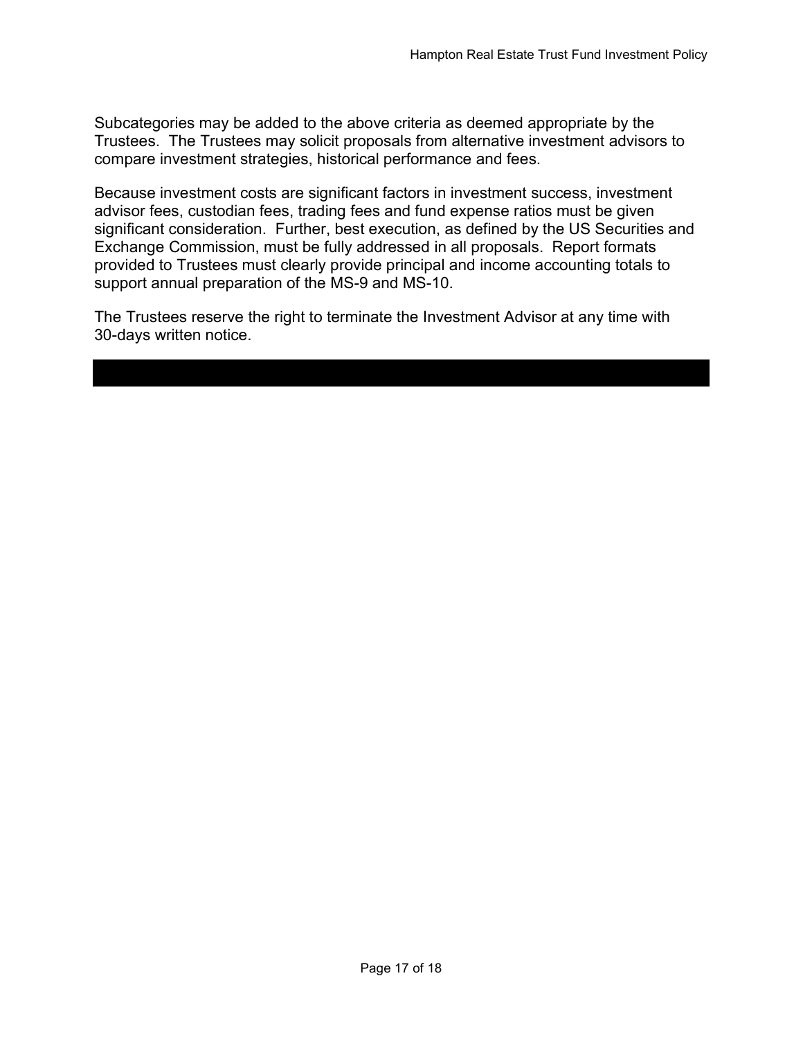Subcategories may be added to the above criteria as deemed appropriate by the Trustees. The Trustees may solicit proposals from alternative investment advisors to compare investment strategies, historical performance and fees.

Because investment costs are significant factors in investment success, investment advisor fees, custodian fees, trading fees and fund expense ratios must be given significant consideration. Further, best execution, as defined by the US Securities and Exchange Commission, must be fully addressed in all proposals. Report formats provided to Trustees must clearly provide principal and income accounting totals to support annual preparation of the MS-9 and MS-10.

The Trustees reserve the right to terminate the Investment Advisor at any time with 30-days written notice.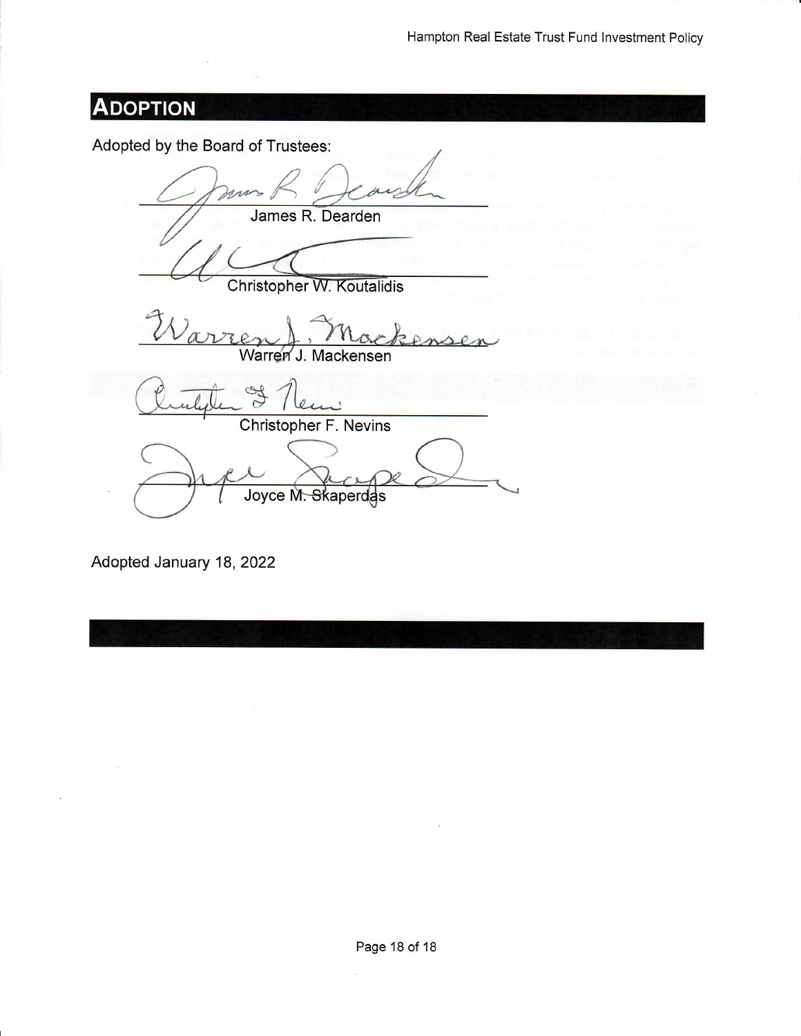## ADOPTION

Adopted by the Board of Trustees:

James R. Dearden

Christopher W. Koutalidis

Warren J. Mackensen

Christopher F. Nevins

Joyce M. Skaperdas

Adopted January 18, 2022